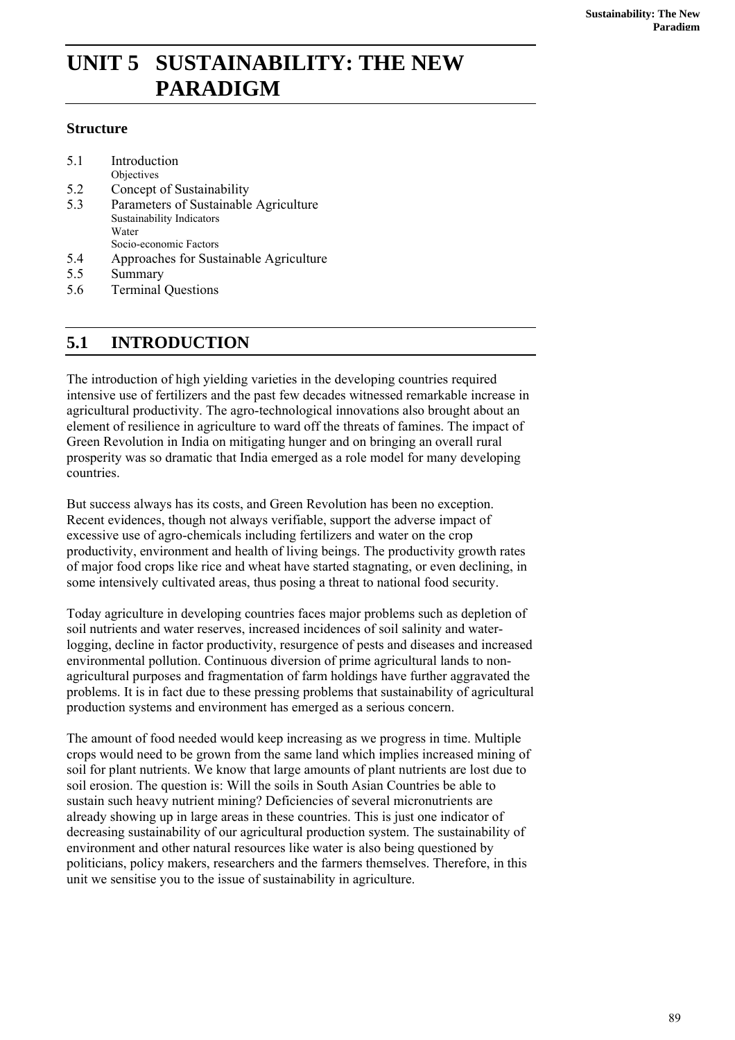# UNIT 5 SUSTAINABILITY: THE NEW PARADIGM

### Structure

5.1 Introduction
    Objectives
5.2 Concept of Sustainability
5.3 Parameters of Sustainable Agriculture
    Sustainability Indicators
    Water
    Socio-economic Factors
5.4 Approaches for Sustainable Agriculture
5.5 Summary
5.6 Terminal Questions

## 5.1 INTRODUCTION

The introduction of high yielding varieties in the developing countries required intensive use of fertilizers and the past few decades witnessed remarkable increase in agricultural productivity. The agro-technological innovations also brought about an element of resilience in agriculture to ward off the threats of famines. The impact of Green Revolution in India on mitigating hunger and on bringing an overall rural prosperity was so dramatic that India emerged as a role model for many developing countries.

But success always has its costs, and Green Revolution has been no exception. Recent evidences, though not always verifiable, support the adverse impact of excessive use of agro-chemicals including fertilizers and water on the crop productivity, environment and health of living beings. The productivity growth rates of major food crops like rice and wheat have started stagnating, or even declining, in some intensively cultivated areas, thus posing a threat to national food security.

Today agriculture in developing countries faces major problems such as depletion of soil nutrients and water reserves, increased incidences of soil salinity and water-logging, decline in factor productivity, resurgence of pests and diseases and increased environmental pollution. Continuous diversion of prime agricultural lands to non-agricultural purposes and fragmentation of farm holdings have further aggravated the problems. It is in fact due to these pressing problems that sustainability of agricultural production systems and environment has emerged as a serious concern.

The amount of food needed would keep increasing as we progress in time. Multiple crops would need to be grown from the same land which implies increased mining of soil for plant nutrients. We know that large amounts of plant nutrients are lost due to soil erosion. The question is: Will the soils in South Asian Countries be able to sustain such heavy nutrient mining? Deficiencies of several micronutrients are already showing up in large areas in these countries. This is just one indicator of decreasing sustainability of our agricultural production system. The sustainability of environment and other natural resources like water is also being questioned by politicians, policy makers, researchers and the farmers themselves. Therefore, in this unit we sensitise you to the issue of sustainability in agriculture.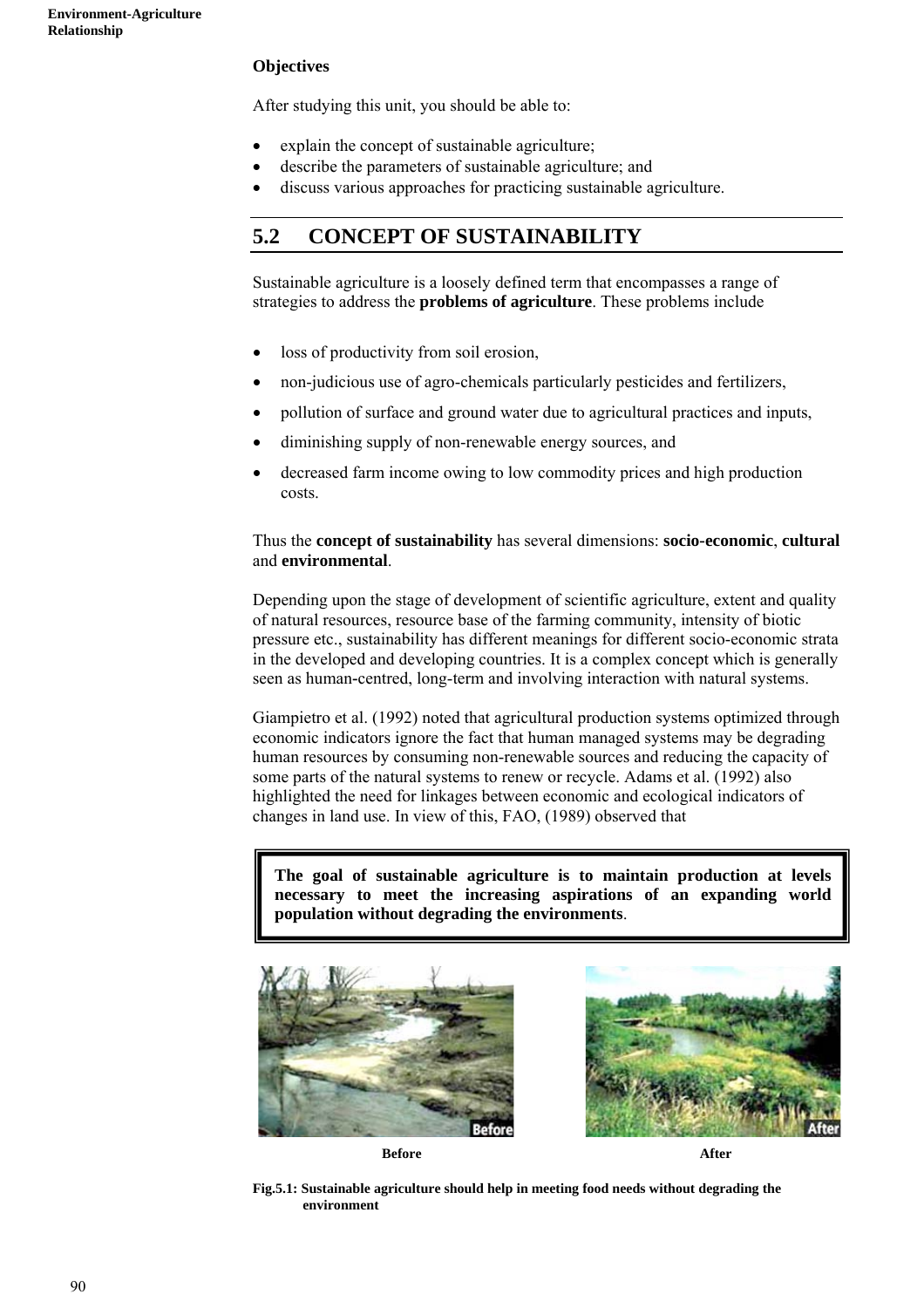**Objectives**

After studying this unit, you should be able to:

- explain the concept of sustainable agriculture;
- describe the parameters of sustainable agriculture; and
- discuss various approaches for practicing sustainable agriculture.

## 5.2 CONCEPT OF SUSTAINABILITY

Sustainable agriculture is a loosely defined term that encompasses a range of strategies to address the **problems of agriculture**. These problems include

- loss of productivity from soil erosion,
- non-judicious use of agro-chemicals particularly pesticides and fertilizers,
- pollution of surface and ground water due to agricultural practices and inputs,
- diminishing supply of non-renewable energy sources, and
- decreased farm income owing to low commodity prices and high production costs.

Thus the **concept of sustainability** has several dimensions: **socio-economic**, **cultural** and **environmental**.

Depending upon the stage of development of scientific agriculture, extent and quality of natural resources, resource base of the farming community, intensity of biotic pressure etc., sustainability has different meanings for different socio-economic strata in the developed and developing countries. It is a complex concept which is generally seen as human-centred, long-term and involving interaction with natural systems.

Giampietro et al. (1992) noted that agricultural production systems optimized through economic indicators ignore the fact that human managed systems may be degrading human resources by consuming non-renewable sources and reducing the capacity of some parts of the natural systems to renew or recycle. Adams et al. (1992) also highlighted the need for linkages between economic and ecological indicators of changes in land use. In view of this, FAO, (1989) observed that

> **The goal of sustainable agriculture is to maintain production at levels necessary to meet the increasing aspirations of an expanding world population without degrading the environments**.

Before

After

**Fig.5.1: Sustainable agriculture should help in meeting food needs without degrading the environment**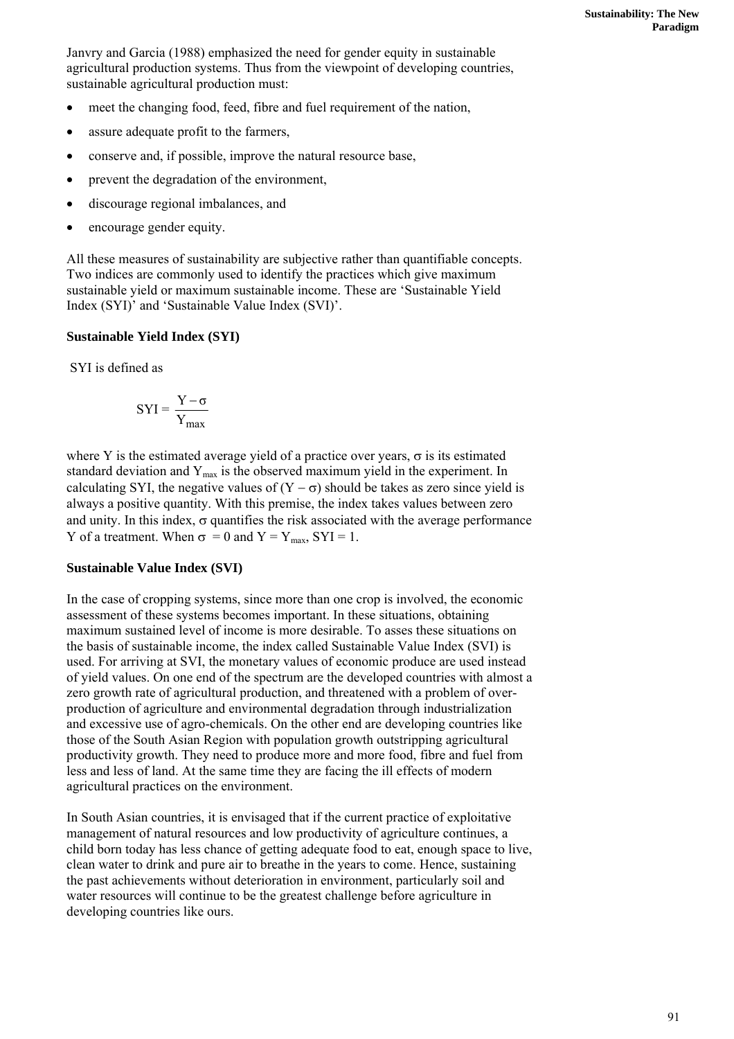Janvry and Garcia (1988) emphasized the need for gender equity in sustainable agricultural production systems. Thus from the viewpoint of developing countries, sustainable agricultural production must:

- meet the changing food, feed, fibre and fuel requirement of the nation,
- assure adequate profit to the farmers,
- conserve and, if possible, improve the natural resource base,
- prevent the degradation of the environment,
- discourage regional imbalances, and
- encourage gender equity.

All these measures of sustainability are subjective rather than quantifiable concepts. Two indices are commonly used to identify the practices which give maximum sustainable yield or maximum sustainable income. These are 'Sustainable Yield Index (SYI)' and 'Sustainable Value Index (SVI)'.

### Sustainable Yield Index (SYI)

SYI is defined as

$$SYI = \frac{Y - \sigma}{Y_{max}}$$

where Y is the estimated average yield of a practice over years, $\sigma$ is its estimated standard deviation and $Y_{max}$ is the observed maximum yield in the experiment. In calculating SYI, the negative values of $(Y - \sigma)$ should be takes as zero since yield is always a positive quantity. With this premise, the index takes values between zero and unity. In this index, $\sigma$ quantifies the risk associated with the average performance Y of a treatment. When $\sigma = 0$ and $Y = Y_{max}$, SYI = 1.

### Sustainable Value Index (SVI)

In the case of cropping systems, since more than one crop is involved, the economic assessment of these systems becomes important. In these situations, obtaining maximum sustained level of income is more desirable. To asses these situations on the basis of sustainable income, the index called Sustainable Value Index (SVI) is used. For arriving at SVI, the monetary values of economic produce are used instead of yield values. On one end of the spectrum are the developed countries with almost a zero growth rate of agricultural production, and threatened with a problem of over-production of agriculture and environmental degradation through industrialization and excessive use of agro-chemicals. On the other end are developing countries like those of the South Asian Region with population growth outstripping agricultural productivity growth. They need to produce more and more food, fibre and fuel from less and less of land. At the same time they are facing the ill effects of modern agricultural practices on the environment.

In South Asian countries, it is envisaged that if the current practice of exploitative management of natural resources and low productivity of agriculture continues, a child born today has less chance of getting adequate food to eat, enough space to live, clean water to drink and pure air to breathe in the years to come. Hence, sustaining the past achievements without deterioration in environment, particularly soil and water resources will continue to be the greatest challenge before agriculture in developing countries like ours.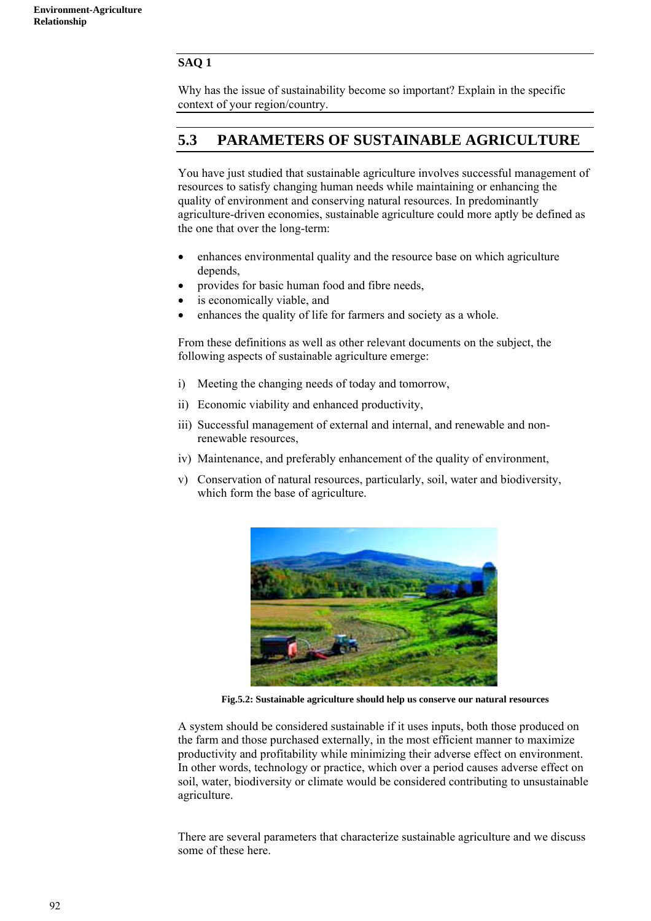**SAQ 1**

Why has the issue of sustainability become so important? Explain in the specific context of your region/country.

## 5.3 PARAMETERS OF SUSTAINABLE AGRICULTURE

You have just studied that sustainable agriculture involves successful management of resources to satisfy changing human needs while maintaining or enhancing the quality of environment and conserving natural resources. In predominantly agriculture-driven economies, sustainable agriculture could more aptly be defined as the one that over the long-term:

- enhances environmental quality and the resource base on which agriculture depends,
- provides for basic human food and fibre needs,
- is economically viable, and
- enhances the quality of life for farmers and society as a whole.

From these definitions as well as other relevant documents on the subject, the following aspects of sustainable agriculture emerge:

i) Meeting the changing needs of today and tomorrow,

ii) Economic viability and enhanced productivity,

iii) Successful management of external and internal, and renewable and non-renewable resources,

iv) Maintenance, and preferably enhancement of the quality of environment,

v) Conservation of natural resources, particularly, soil, water and biodiversity, which form the base of agriculture.

**Fig.5.2: Sustainable agriculture should help us conserve our natural resources**

A system should be considered sustainable if it uses inputs, both those produced on the farm and those purchased externally, in the most efficient manner to maximize productivity and profitability while minimizing their adverse effect on environment. In other words, technology or practice, which over a period causes adverse effect on soil, water, biodiversity or climate would be considered contributing to unsustainable agriculture.

There are several parameters that characterize sustainable agriculture and we discuss some of these here.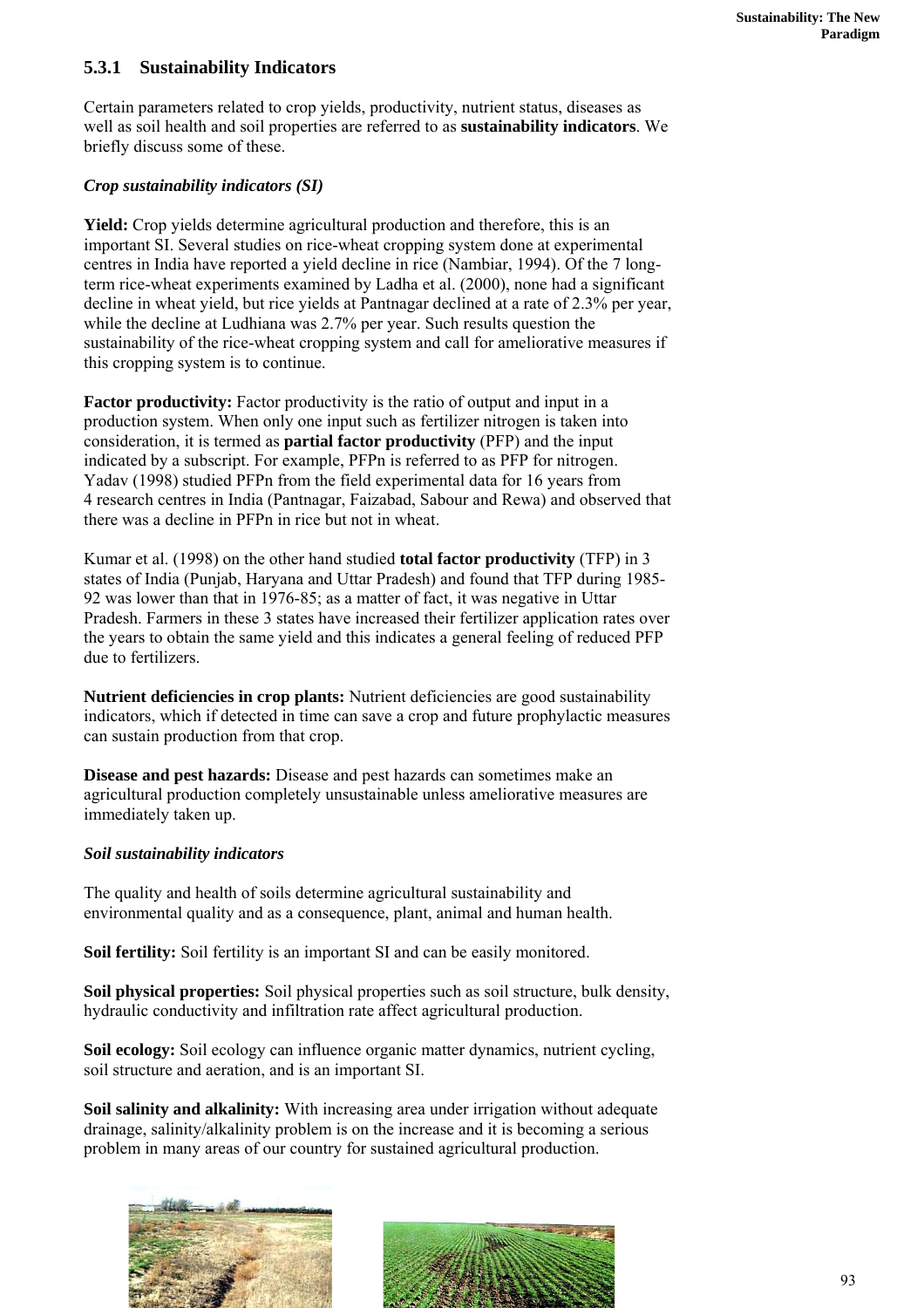### 5.3.1 Sustainability Indicators

Certain parameters related to crop yields, productivity, nutrient status, diseases as well as soil health and soil properties are referred to as **sustainability indicators**. We briefly discuss some of these.

***Crop sustainability indicators (SI)***

**Yield:** Crop yields determine agricultural production and therefore, this is an important SI. Several studies on rice-wheat cropping system done at experimental centres in India have reported a yield decline in rice (Nambiar, 1994). Of the 7 long-term rice-wheat experiments examined by Ladha et al. (2000), none had a significant decline in wheat yield, but rice yields at Pantnagar declined at a rate of 2.3% per year, while the decline at Ludhiana was 2.7% per year. Such results question the sustainability of the rice-wheat cropping system and call for ameliorative measures if this cropping system is to continue.

**Factor productivity:** Factor productivity is the ratio of output and input in a production system. When only one input such as fertilizer nitrogen is taken into consideration, it is termed as **partial factor productivity** (PFP) and the input indicated by a subscript. For example, PFPn is referred to as PFP for nitrogen. Yadav (1998) studied PFPn from the field experimental data for 16 years from 4 research centres in India (Pantnagar, Faizabad, Sabour and Rewa) and observed that there was a decline in PFPn in rice but not in wheat.

Kumar et al. (1998) on the other hand studied **total factor productivity** (TFP) in 3 states of India (Punjab, Haryana and Uttar Pradesh) and found that TFP during 1985-92 was lower than that in 1976-85; as a matter of fact, it was negative in Uttar Pradesh. Farmers in these 3 states have increased their fertilizer application rates over the years to obtain the same yield and this indicates a general feeling of reduced PFP due to fertilizers.

**Nutrient deficiencies in crop plants:** Nutrient deficiencies are good sustainability indicators, which if detected in time can save a crop and future prophylactic measures can sustain production from that crop.

**Disease and pest hazards:** Disease and pest hazards can sometimes make an agricultural production completely unsustainable unless ameliorative measures are immediately taken up.

***Soil sustainability indicators***

The quality and health of soils determine agricultural sustainability and environmental quality and as a consequence, plant, animal and human health.

**Soil fertility:** Soil fertility is an important SI and can be easily monitored.

**Soil physical properties:** Soil physical properties such as soil structure, bulk density, hydraulic conductivity and infiltration rate affect agricultural production.

**Soil ecology:** Soil ecology can influence organic matter dynamics, nutrient cycling, soil structure and aeration, and is an important SI.

**Soil salinity and alkalinity:** With increasing area under irrigation without adequate drainage, salinity/alkalinity problem is on the increase and it is becoming a serious problem in many areas of our country for sustained agricultural production.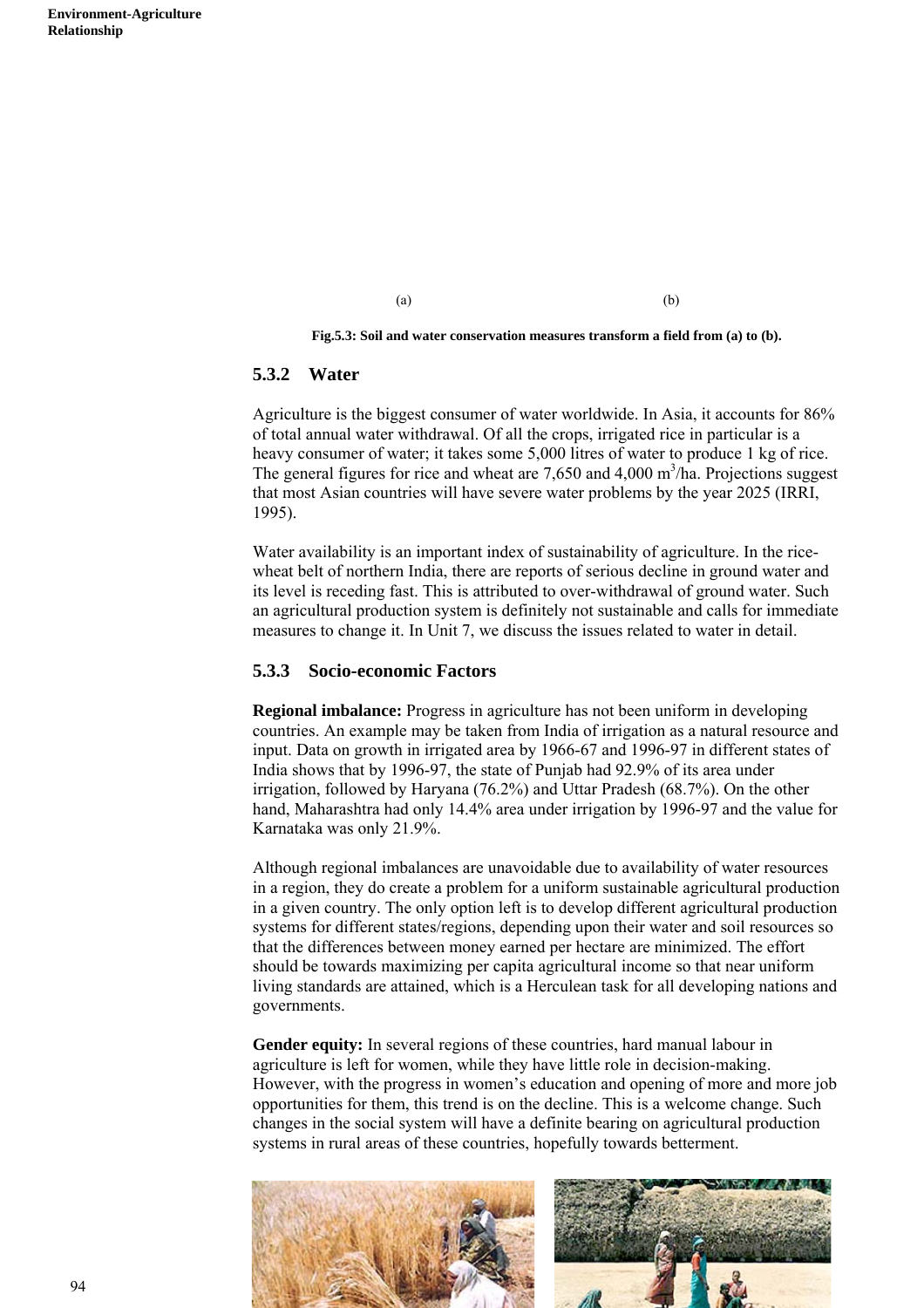(a) (b)

**Fig.5.3: Soil and water conservation measures transform a field from (a) to (b).**

### 5.3.2 Water

Agriculture is the biggest consumer of water worldwide. In Asia, it accounts for 86% of total annual water withdrawal. Of all the crops, irrigated rice in particular is a heavy consumer of water; it takes some 5,000 litres of water to produce 1 kg of rice. The general figures for rice and wheat are 7,650 and 4,000 $m^3$/ha. Projections suggest that most Asian countries will have severe water problems by the year 2025 (IRRI, 1995).

Water availability is an important index of sustainability of agriculture. In the rice-wheat belt of northern India, there are reports of serious decline in ground water and its level is receding fast. This is attributed to over-withdrawal of ground water. Such an agricultural production system is definitely not sustainable and calls for immediate measures to change it. In Unit 7, we discuss the issues related to water in detail.

### 5.3.3 Socio-economic Factors

**Regional imbalance:** Progress in agriculture has not been uniform in developing countries. An example may be taken from India of irrigation as a natural resource and input. Data on growth in irrigated area by 1966-67 and 1996-97 in different states of India shows that by 1996-97, the state of Punjab had 92.9% of its area under irrigation, followed by Haryana (76.2%) and Uttar Pradesh (68.7%). On the other hand, Maharashtra had only 14.4% area under irrigation by 1996-97 and the value for Karnataka was only 21.9%.

Although regional imbalances are unavoidable due to availability of water resources in a region, they do create a problem for a uniform sustainable agricultural production in a given country. The only option left is to develop different agricultural production systems for different states/regions, depending upon their water and soil resources so that the differences between money earned per hectare are minimized. The effort should be towards maximizing per capita agricultural income so that near uniform living standards are attained, which is a Herculean task for all developing nations and governments.

**Gender equity:** In several regions of these countries, hard manual labour in agriculture is left for women, while they have little role in decision-making. However, with the progress in women's education and opening of more and more job opportunities for them, this trend is on the decline. This is a welcome change. Such changes in the social system will have a definite bearing on agricultural production systems in rural areas of these countries, hopefully towards betterment.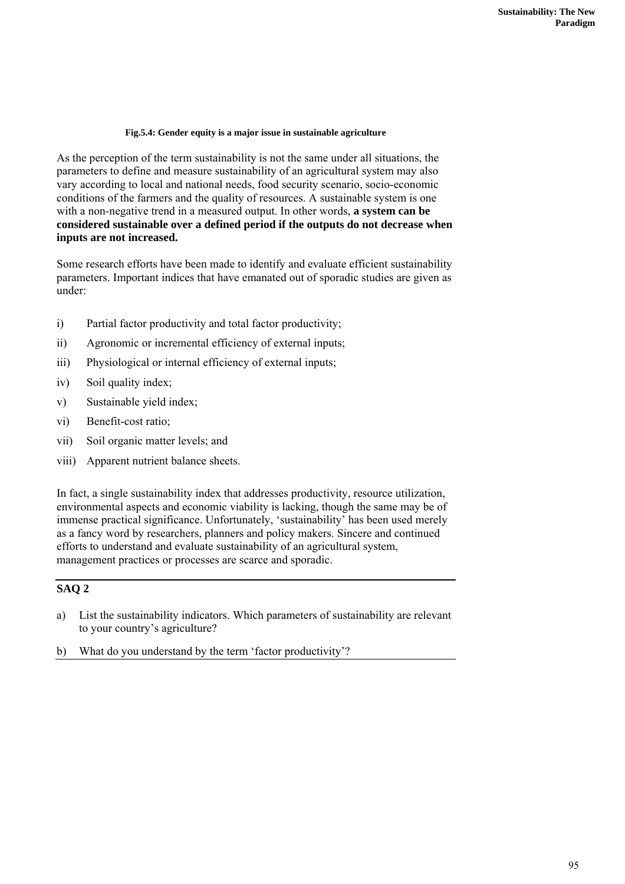**Fig.5.4: Gender equity is a major issue in sustainable agriculture**

As the perception of the term sustainability is not the same under all situations, the parameters to define and measure sustainability of an agricultural system may also vary according to local and national needs, food security scenario, socio-economic conditions of the farmers and the quality of resources. A sustainable system is one with a non-negative trend in a measured output. In other words, **a system can be considered sustainable over a defined period if the outputs do not decrease when inputs are not increased.**

Some research efforts have been made to identify and evaluate efficient sustainability parameters. Important indices that have emanated out of sporadic studies are given as under:

i) Partial factor productivity and total factor productivity;

ii) Agronomic or incremental efficiency of external inputs;

iii) Physiological or internal efficiency of external inputs;

iv) Soil quality index;

v) Sustainable yield index;

vi) Benefit-cost ratio;

vii) Soil organic matter levels; and

viii) Apparent nutrient balance sheets.

In fact, a single sustainability index that addresses productivity, resource utilization, environmental aspects and economic viability is lacking, though the same may be of immense practical significance. Unfortunately, 'sustainability' has been used merely as a fancy word by researchers, planners and policy makers. Sincere and continued efforts to understand and evaluate sustainability of an agricultural system, management practices or processes are scarce and sporadic.

## SAQ 2

a) List the sustainability indicators. Which parameters of sustainability are relevant to your country's agriculture?

b) What do you understand by the term 'factor productivity'?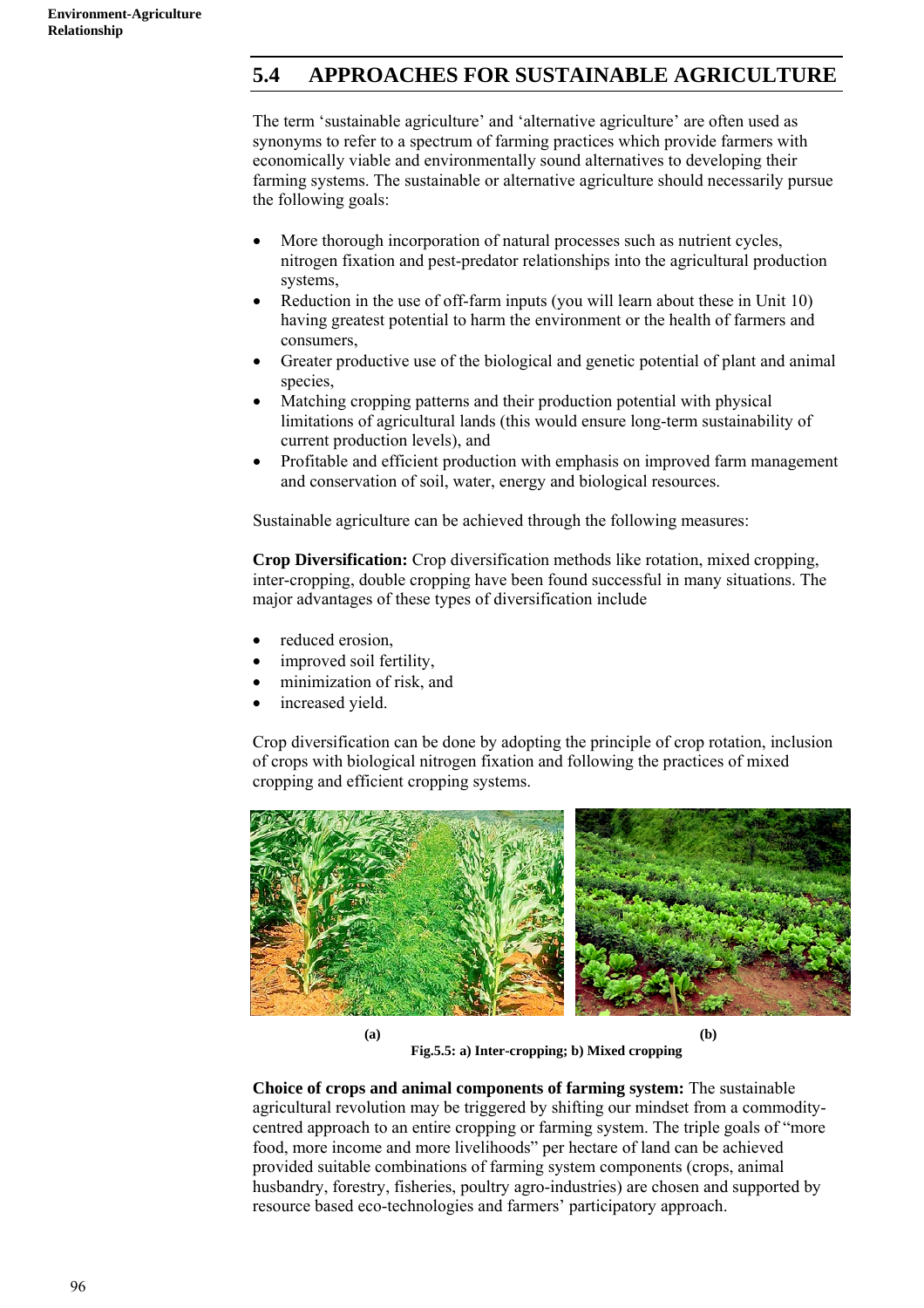## 5.4 APPROACHES FOR SUSTAINABLE AGRICULTURE

The term 'sustainable agriculture' and 'alternative agriculture' are often used as synonyms to refer to a spectrum of farming practices which provide farmers with economically viable and environmentally sound alternatives to developing their farming systems. The sustainable or alternative agriculture should necessarily pursue the following goals:

- More thorough incorporation of natural processes such as nutrient cycles, nitrogen fixation and pest-predator relationships into the agricultural production systems,
- Reduction in the use of off-farm inputs (you will learn about these in Unit 10) having greatest potential to harm the environment or the health of farmers and consumers,
- Greater productive use of the biological and genetic potential of plant and animal species,
- Matching cropping patterns and their production potential with physical limitations of agricultural lands (this would ensure long-term sustainability of current production levels), and
- Profitable and efficient production with emphasis on improved farm management and conservation of soil, water, energy and biological resources.

Sustainable agriculture can be achieved through the following measures:

**Crop Diversification:** Crop diversification methods like rotation, mixed cropping, inter-cropping, double cropping have been found successful in many situations. The major advantages of these types of diversification include

- reduced erosion,
- improved soil fertility,
- minimization of risk, and
- increased yield.

Crop diversification can be done by adopting the principle of crop rotation, inclusion of crops with biological nitrogen fixation and following the practices of mixed cropping and efficient cropping systems.

(a) (b)

**Fig.5.5: a) Inter-cropping; b) Mixed cropping**

**Choice of crops and animal components of farming system:** The sustainable agricultural revolution may be triggered by shifting our mindset from a commodity-centred approach to an entire cropping or farming system. The triple goals of "more food, more income and more livelihoods" per hectare of land can be achieved provided suitable combinations of farming system components (crops, animal husbandry, forestry, fisheries, poultry agro-industries) are chosen and supported by resource based eco-technologies and farmers' participatory approach.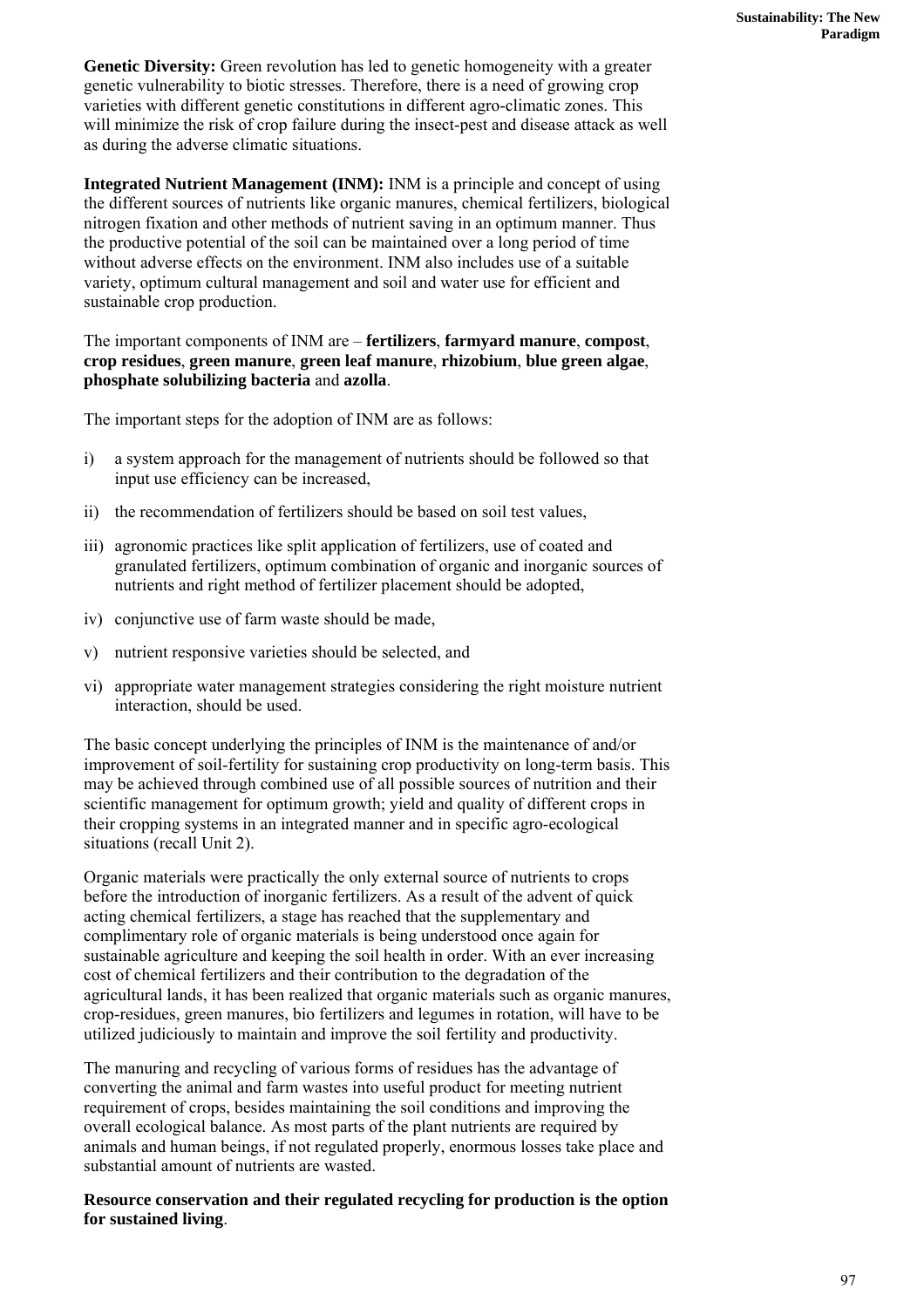**Genetic Diversity:** Green revolution has led to genetic homogeneity with a greater genetic vulnerability to biotic stresses. Therefore, there is a need of growing crop varieties with different genetic constitutions in different agro-climatic zones. This will minimize the risk of crop failure during the insect-pest and disease attack as well as during the adverse climatic situations.

**Integrated Nutrient Management (INM):** INM is a principle and concept of using the different sources of nutrients like organic manures, chemical fertilizers, biological nitrogen fixation and other methods of nutrient saving in an optimum manner. Thus the productive potential of the soil can be maintained over a long period of time without adverse effects on the environment. INM also includes use of a suitable variety, optimum cultural management and soil and water use for efficient and sustainable crop production.

The important components of INM are – **fertilizers**, **farmyard manure**, **compost**, **crop residues**, **green manure**, **green leaf manure**, **rhizobium**, **blue green algae**, **phosphate solubilizing bacteria** and **azolla**.

The important steps for the adoption of INM are as follows:

i) a system approach for the management of nutrients should be followed so that input use efficiency can be increased,

ii) the recommendation of fertilizers should be based on soil test values,

iii) agronomic practices like split application of fertilizers, use of coated and granulated fertilizers, optimum combination of organic and inorganic sources of nutrients and right method of fertilizer placement should be adopted,

iv) conjunctive use of farm waste should be made,

v) nutrient responsive varieties should be selected, and

vi) appropriate water management strategies considering the right moisture nutrient interaction, should be used.

The basic concept underlying the principles of INM is the maintenance of and/or improvement of soil-fertility for sustaining crop productivity on long-term basis. This may be achieved through combined use of all possible sources of nutrition and their scientific management for optimum growth; yield and quality of different crops in their cropping systems in an integrated manner and in specific agro-ecological situations (recall Unit 2).

Organic materials were practically the only external source of nutrients to crops before the introduction of inorganic fertilizers. As a result of the advent of quick acting chemical fertilizers, a stage has reached that the supplementary and complimentary role of organic materials is being understood once again for sustainable agriculture and keeping the soil health in order. With an ever increasing cost of chemical fertilizers and their contribution to the degradation of the agricultural lands, it has been realized that organic materials such as organic manures, crop-residues, green manures, bio fertilizers and legumes in rotation, will have to be utilized judiciously to maintain and improve the soil fertility and productivity.

The manuring and recycling of various forms of residues has the advantage of converting the animal and farm wastes into useful product for meeting nutrient requirement of crops, besides maintaining the soil conditions and improving the overall ecological balance. As most parts of the plant nutrients are required by animals and human beings, if not regulated properly, enormous losses take place and substantial amount of nutrients are wasted.

**Resource conservation and their regulated recycling for production is the option for sustained living**.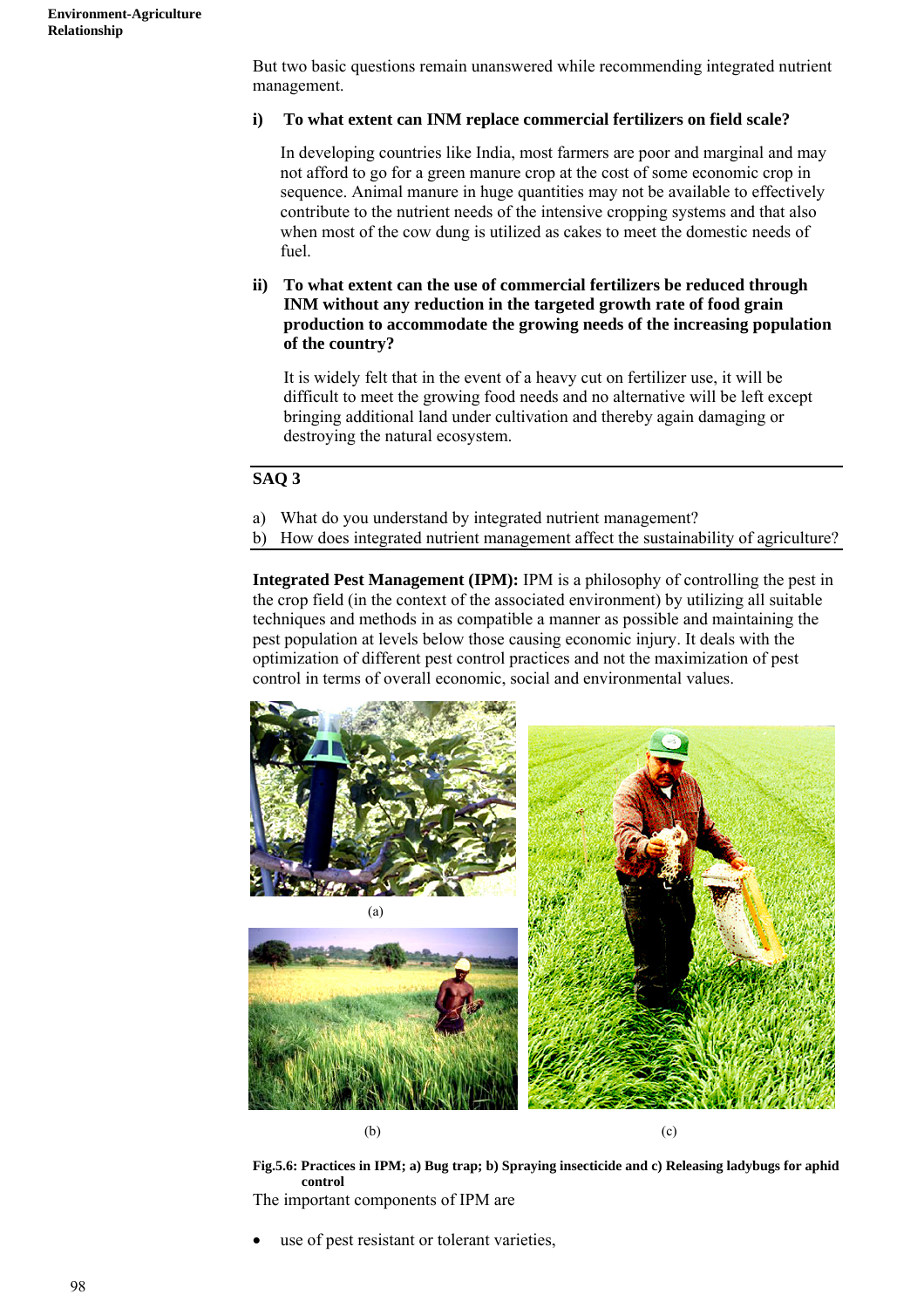But two basic questions remain unanswered while recommending integrated nutrient management.

**i) To what extent can INM replace commercial fertilizers on field scale?**

In developing countries like India, most farmers are poor and marginal and may not afford to go for a green manure crop at the cost of some economic crop in sequence. Animal manure in huge quantities may not be available to effectively contribute to the nutrient needs of the intensive cropping systems and that also when most of the cow dung is utilized as cakes to meet the domestic needs of fuel.

**ii) To what extent can the use of commercial fertilizers be reduced through INM without any reduction in the targeted growth rate of food grain production to accommodate the growing needs of the increasing population of the country?**

It is widely felt that in the event of a heavy cut on fertilizer use, it will be difficult to meet the growing food needs and no alternative will be left except bringing additional land under cultivation and thereby again damaging or destroying the natural ecosystem.

---

**SAQ 3**

a) What do you understand by integrated nutrient management?

b) How does integrated nutrient management affect the sustainability of agriculture?

---

**Integrated Pest Management (IPM):** IPM is a philosophy of controlling the pest in the crop field (in the context of the associated environment) by utilizing all suitable techniques and methods in as compatible a manner as possible and maintaining the pest population at levels below those causing economic injury. It deals with the optimization of different pest control practices and not the maximization of pest control in terms of overall economic, social and environmental values.

(a)

(b)

(c)

**Fig.5.6: Practices in IPM; a) Bug trap; b) Spraying insecticide and c) Releasing ladybugs for aphid control**

The important components of IPM are

- use of pest resistant or tolerant varieties,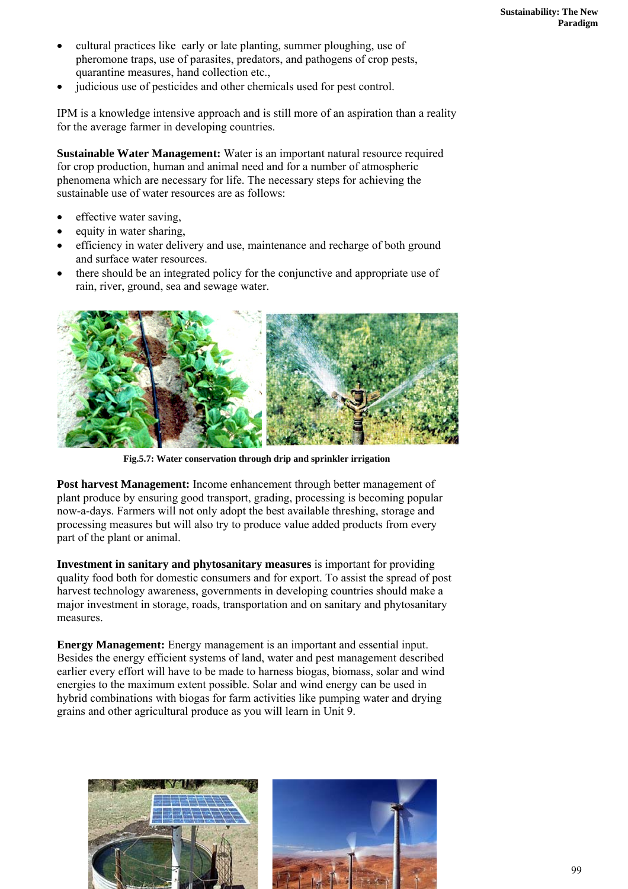- cultural practices like early or late planting, summer ploughing, use of pheromone traps, use of parasites, predators, and pathogens of crop pests, quarantine measures, hand collection etc.,
- judicious use of pesticides and other chemicals used for pest control.

IPM is a knowledge intensive approach and is still more of an aspiration than a reality for the average farmer in developing countries.

**Sustainable Water Management:** Water is an important natural resource required for crop production, human and animal need and for a number of atmospheric phenomena which are necessary for life. The necessary steps for achieving the sustainable use of water resources are as follows:

- effective water saving,
- equity in water sharing,
- efficiency in water delivery and use, maintenance and recharge of both ground and surface water resources.
- there should be an integrated policy for the conjunctive and appropriate use of rain, river, ground, sea and sewage water.

**Fig.5.7: Water conservation through drip and sprinkler irrigation**

**Post harvest Management:** Income enhancement through better management of plant produce by ensuring good transport, grading, processing is becoming popular now-a-days. Farmers will not only adopt the best available threshing, storage and processing measures but will also try to produce value added products from every part of the plant or animal.

**Investment in sanitary and phytosanitary measures** is important for providing quality food both for domestic consumers and for export. To assist the spread of post harvest technology awareness, governments in developing countries should make a major investment in storage, roads, transportation and on sanitary and phytosanitary measures.

**Energy Management:** Energy management is an important and essential input. Besides the energy efficient systems of land, water and pest management described earlier every effort will have to be made to harness biogas, biomass, solar and wind energies to the maximum extent possible. Solar and wind energy can be used in hybrid combinations with biogas for farm activities like pumping water and drying grains and other agricultural produce as you will learn in Unit 9.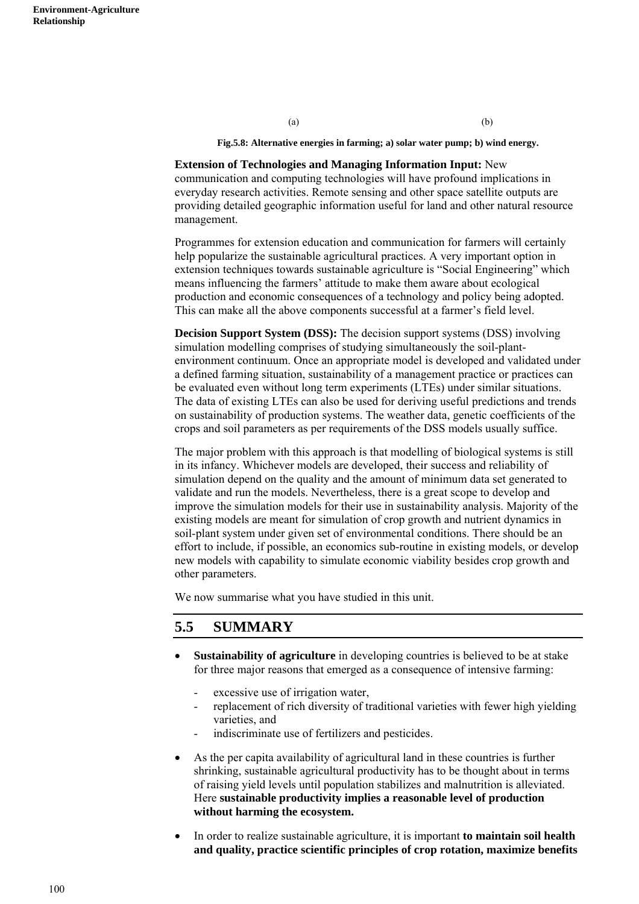(a) (b)

**Fig.5.8: Alternative energies in farming; a) solar water pump; b) wind energy.**

**Extension of Technologies and Managing Information Input:** New communication and computing technologies will have profound implications in everyday research activities. Remote sensing and other space satellite outputs are providing detailed geographic information useful for land and other natural resource management.

Programmes for extension education and communication for farmers will certainly help popularize the sustainable agricultural practices. A very important option in extension techniques towards sustainable agriculture is "Social Engineering" which means influencing the farmers' attitude to make them aware about ecological production and economic consequences of a technology and policy being adopted. This can make all the above components successful at a farmer's field level.

**Decision Support System (DSS):** The decision support systems (DSS) involving simulation modelling comprises of studying simultaneously the soil-plant-environment continuum. Once an appropriate model is developed and validated under a defined farming situation, sustainability of a management practice or practices can be evaluated even without long term experiments (LTEs) under similar situations. The data of existing LTEs can also be used for deriving useful predictions and trends on sustainability of production systems. The weather data, genetic coefficients of the crops and soil parameters as per requirements of the DSS models usually suffice.

The major problem with this approach is that modelling of biological systems is still in its infancy. Whichever models are developed, their success and reliability of simulation depend on the quality and the amount of minimum data set generated to validate and run the models. Nevertheless, there is a great scope to develop and improve the simulation models for their use in sustainability analysis. Majority of the existing models are meant for simulation of crop growth and nutrient dynamics in soil-plant system under given set of environmental conditions. There should be an effort to include, if possible, an economics sub-routine in existing models, or develop new models with capability to simulate economic viability besides crop growth and other parameters.

We now summarise what you have studied in this unit.

## 5.5 SUMMARY

- **Sustainability of agriculture** in developing countries is believed to be at stake for three major reasons that emerged as a consequence of intensive farming:
  - excessive use of irrigation water,
  - replacement of rich diversity of traditional varieties with fewer high yielding varieties, and
  - indiscriminate use of fertilizers and pesticides.
- As the per capita availability of agricultural land in these countries is further shrinking, sustainable agricultural productivity has to be thought about in terms of raising yield levels until population stabilizes and malnutrition is alleviated. Here **sustainable productivity implies a reasonable level of production without harming the ecosystem.**
- In order to realize sustainable agriculture, it is important **to maintain soil health and quality, practice scientific principles of crop rotation, maximize benefits**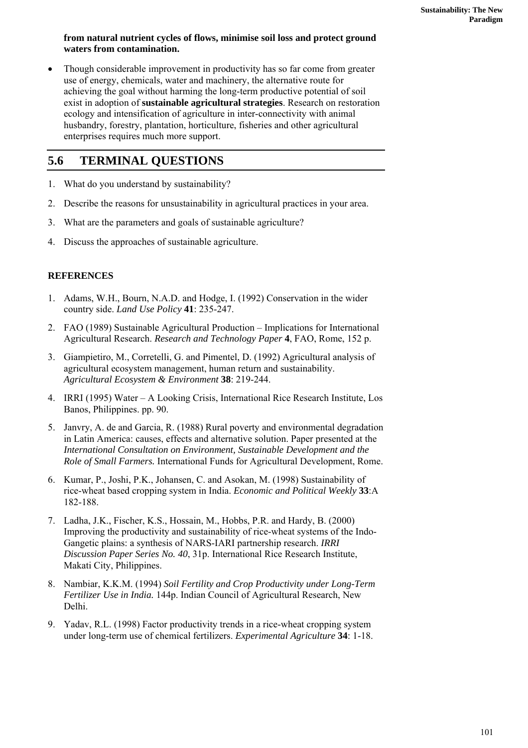**from natural nutrient cycles of flows, minimise soil loss and protect ground waters from contamination.**

- Though considerable improvement in productivity has so far come from greater use of energy, chemicals, water and machinery, the alternative route for achieving the goal without harming the long-term productive potential of soil exist in adoption of **sustainable agricultural strategies**. Research on restoration ecology and intensification of agriculture in inter-connectivity with animal husbandry, forestry, plantation, horticulture, fisheries and other agricultural enterprises requires much more support.

## 5.6 TERMINAL QUESTIONS

1. What do you understand by sustainability?
2. Describe the reasons for unsustainability in agricultural practices in your area.
3. What are the parameters and goals of sustainable agriculture?
4. Discuss the approaches of sustainable agriculture.

### REFERENCES

1. Adams, W.H., Bourn, N.A.D. and Hodge, I. (1992) Conservation in the wider country side. *Land Use Policy* **41**: 235-247.
2. FAO (1989) Sustainable Agricultural Production – Implications for International Agricultural Research. *Research and Technology Paper* **4**, FAO, Rome, 152 p.
3. Giampietiro, M., Corretelli, G. and Pimentel, D. (1992) Agricultural analysis of agricultural ecosystem management, human return and sustainability. *Agricultural Ecosystem & Environment* **38**: 219-244.
4. IRRI (1995) Water – A Looking Crisis, International Rice Research Institute, Los Banos, Philippines. pp. 90.
5. Janvry, A. de and Garcia, R. (1988) Rural poverty and environmental degradation in Latin America: causes, effects and alternative solution. Paper presented at the *International Consultation on Environment, Sustainable Development and the Role of Small Farmers.* International Funds for Agricultural Development, Rome.
6. Kumar, P., Joshi, P.K., Johansen, C. and Asokan, M. (1998) Sustainability of rice-wheat based cropping system in India. *Economic and Political Weekly* **33**:A 182-188.
7. Ladha, J.K., Fischer, K.S., Hossain, M., Hobbs, P.R. and Hardy, B. (2000) Improving the productivity and sustainability of rice-wheat systems of the Indo-Gangetic plains: a synthesis of NARS-IARI partnership research. *IRRI Discussion Paper Series No. 40*, 31p. International Rice Research Institute, Makati City, Philippines.
8. Nambiar, K.K.M. (1994) *Soil Fertility and Crop Productivity under Long-Term Fertilizer Use in India.* 144p. Indian Council of Agricultural Research, New Delhi.
9. Yadav, R.L. (1998) Factor productivity trends in a rice-wheat cropping system under long-term use of chemical fertilizers. *Experimental Agriculture* **34**: 1-18.